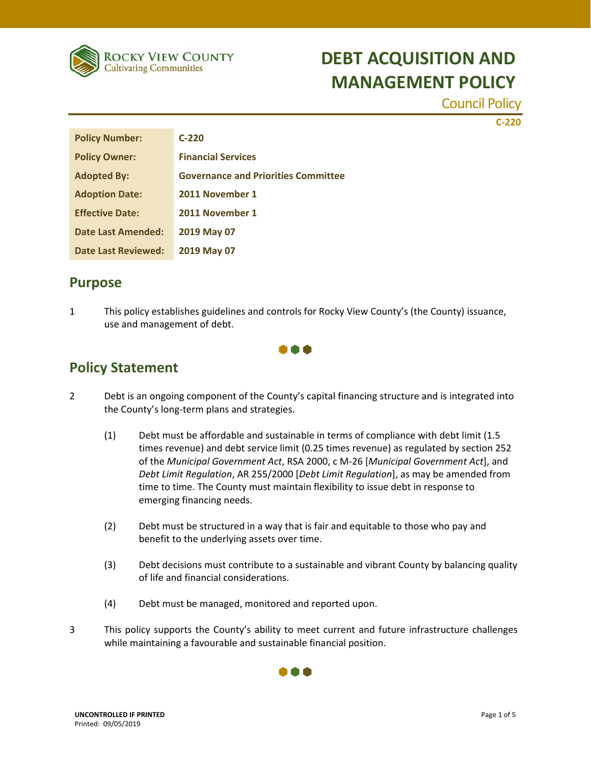Rocky View County
Cultivating Communities

# DEBT ACQUISITION AND MANAGEMENT POLICY

Council Policy

C-220

| Policy Number: | C-220 |
|---|---|
| Policy Owner: | Financial Services |
| Adopted By: | Governance and Priorities Committee |
| Adoption Date: | 2011 November 1 |
| Effective Date: | 2011 November 1 |
| Date Last Amended: | 2019 May 07 |
| Date Last Reviewed: | 2019 May 07 |

## Purpose

1 This policy establishes guidelines and controls for Rocky View County's (the County) issuance, use and management of debt.

## Policy Statement

2 Debt is an ongoing component of the County's capital financing structure and is integrated into the County's long-term plans and strategies.

(1) Debt must be affordable and sustainable in terms of compliance with debt limit (1.5 times revenue) and debt service limit (0.25 times revenue) as regulated by section 252 of the *Municipal Government Act*, RSA 2000, c M-26 [*Municipal Government Act*], and *Debt Limit Regulation*, AR 255/2000 [*Debt Limit Regulation*], as may be amended from time to time. The County must maintain flexibility to issue debt in response to emerging financing needs.

(2) Debt must be structured in a way that is fair and equitable to those who pay and benefit to the underlying assets over time.

(3) Debt decisions must contribute to a sustainable and vibrant County by balancing quality of life and financial considerations.

(4) Debt must be managed, monitored and reported upon.

3 This policy supports the County's ability to meet current and future infrastructure challenges while maintaining a favourable and sustainable financial position.

UNCONTROLLED IF PRINTED
Printed: 09/05/2019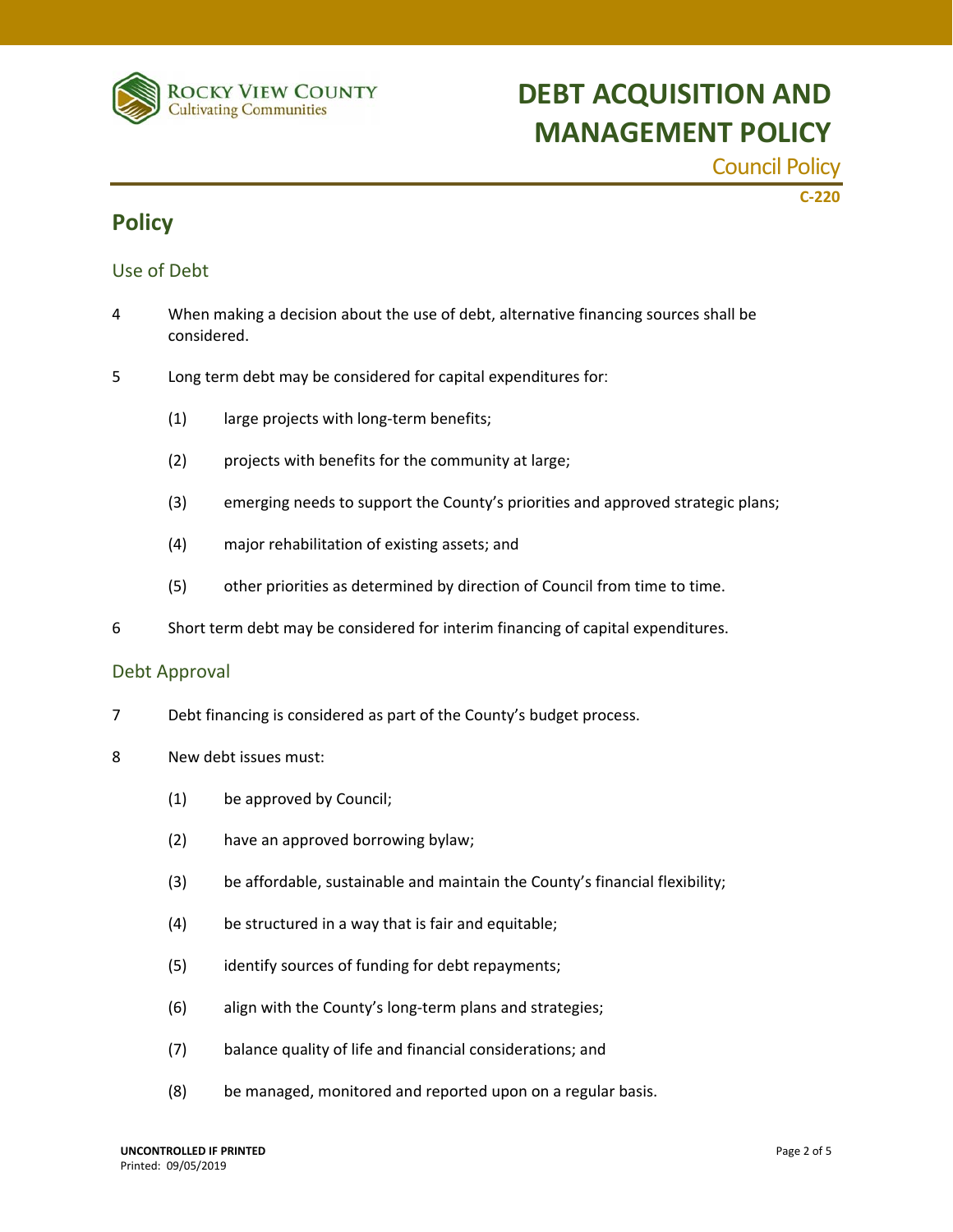# DEBT ACQUISITION AND MANAGEMENT POLICY

Council Policy

C-220

## Policy

### Use of Debt

4 When making a decision about the use of debt, alternative financing sources shall be considered.

5 Long term debt may be considered for capital expenditures for:

- (1) large projects with long-term benefits;
- (2) projects with benefits for the community at large;
- (3) emerging needs to support the County's priorities and approved strategic plans;
- (4) major rehabilitation of existing assets; and
- (5) other priorities as determined by direction of Council from time to time.

6 Short term debt may be considered for interim financing of capital expenditures.

### Debt Approval

7 Debt financing is considered as part of the County's budget process.

8 New debt issues must:

- (1) be approved by Council;
- (2) have an approved borrowing bylaw;
- (3) be affordable, sustainable and maintain the County's financial flexibility;
- (4) be structured in a way that is fair and equitable;
- (5) identify sources of funding for debt repayments;
- (6) align with the County's long-term plans and strategies;
- (7) balance quality of life and financial considerations; and
- (8) be managed, monitored and reported upon on a regular basis.

**UNCONTROLLED IF PRINTED**
Printed: 09/05/2019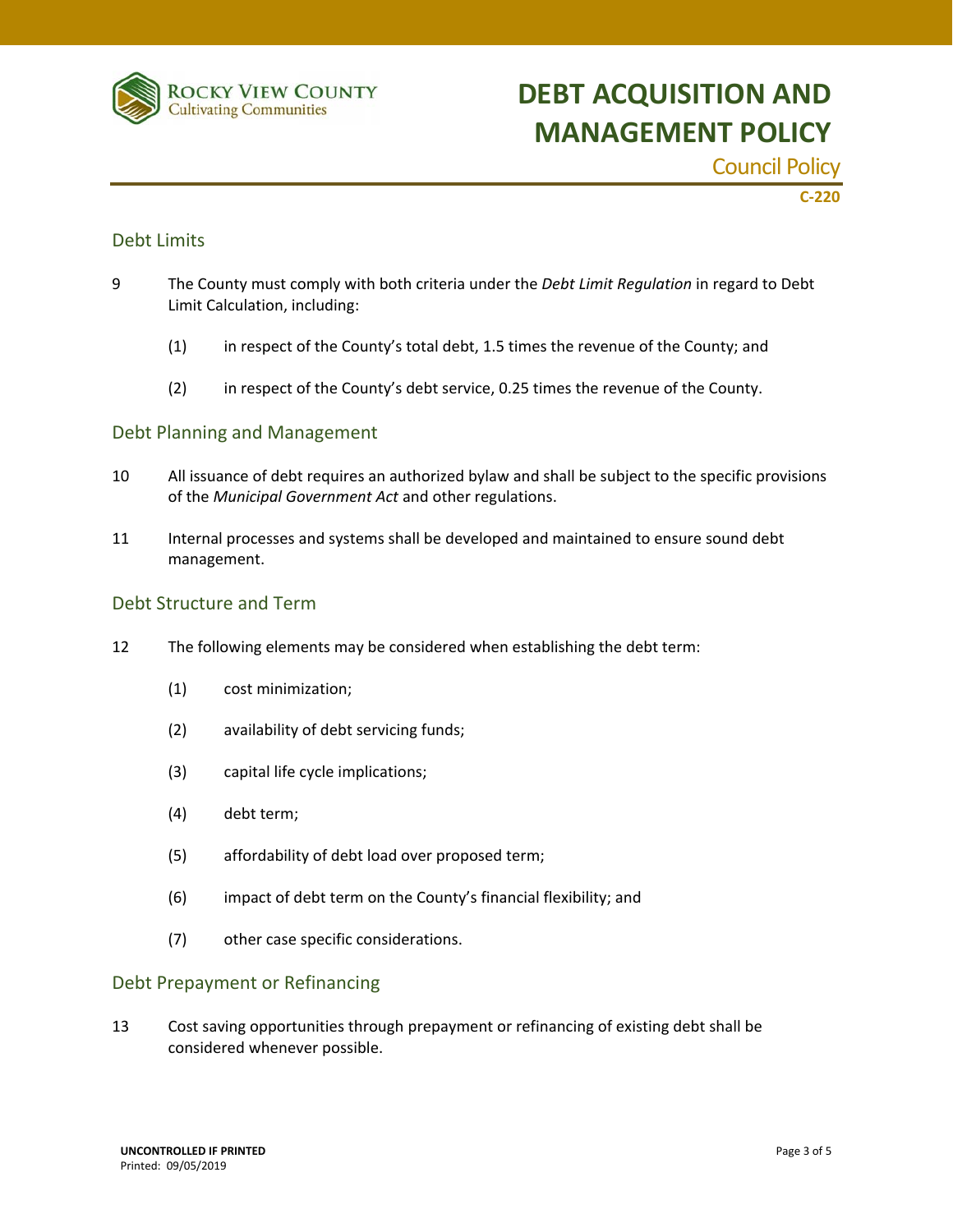## Debt Limits

9 The County must comply with both criteria under the *Debt Limit Regulation* in regard to Debt Limit Calculation, including:

   (1) in respect of the County's total debt, 1.5 times the revenue of the County; and

   (2) in respect of the County's debt service, 0.25 times the revenue of the County.

## Debt Planning and Management

10 All issuance of debt requires an authorized bylaw and shall be subject to the specific provisions of the *Municipal Government Act* and other regulations.

11 Internal processes and systems shall be developed and maintained to ensure sound debt management.

## Debt Structure and Term

12 The following elements may be considered when establishing the debt term:

   (1) cost minimization;

   (2) availability of debt servicing funds;

   (3) capital life cycle implications;

   (4) debt term;

   (5) affordability of debt load over proposed term;

   (6) impact of debt term on the County's financial flexibility; and

   (7) other case specific considerations.

## Debt Prepayment or Refinancing

13 Cost saving opportunities through prepayment or refinancing of existing debt shall be considered whenever possible.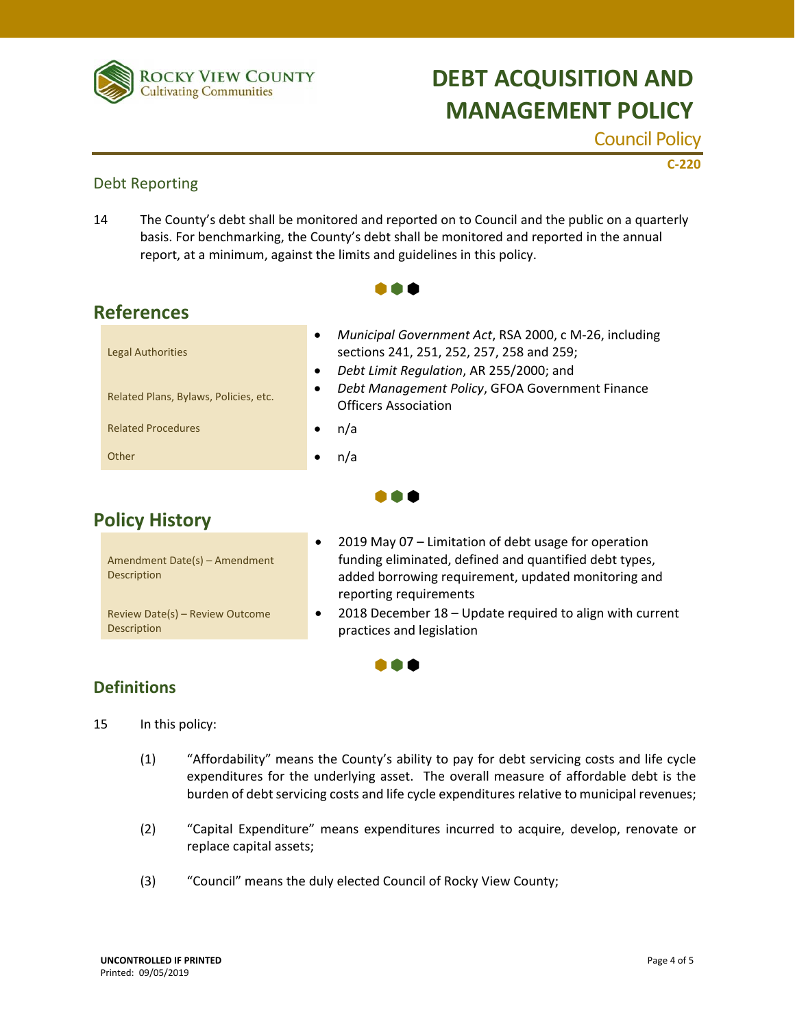### Debt Reporting

14 The County's debt shall be monitored and reported on to Council and the public on a quarterly basis. For benchmarking, the County's debt shall be monitored and reported in the annual report, at a minimum, against the limits and guidelines in this policy.

## References

| | |
|---|---|
| Legal Authorities | • *Municipal Government Act*, RSA 2000, c M-26, including sections 241, 251, 252, 257, 258 and 259;<br>• *Debt Limit Regulation*, AR 255/2000; and |
| Related Plans, Bylaws, Policies, etc. | • *Debt Management Policy*, GFOA Government Finance Officers Association |
| Related Procedures | • n/a |
| Other | • n/a |

## Policy History

| | |
|---|---|
| Amendment Date(s) – Amendment Description | • 2019 May 07 – Limitation of debt usage for operation funding eliminated, defined and quantified debt types, added borrowing requirement, updated monitoring and reporting requirements |
| Review Date(s) – Review Outcome Description | • 2018 December 18 – Update required to align with current practices and legislation |

## Definitions

15 In this policy:

(1) "Affordability" means the County's ability to pay for debt servicing costs and life cycle expenditures for the underlying asset. The overall measure of affordable debt is the burden of debt servicing costs and life cycle expenditures relative to municipal revenues;

(2) "Capital Expenditure" means expenditures incurred to acquire, develop, renovate or replace capital assets;

(3) "Council" means the duly elected Council of Rocky View County;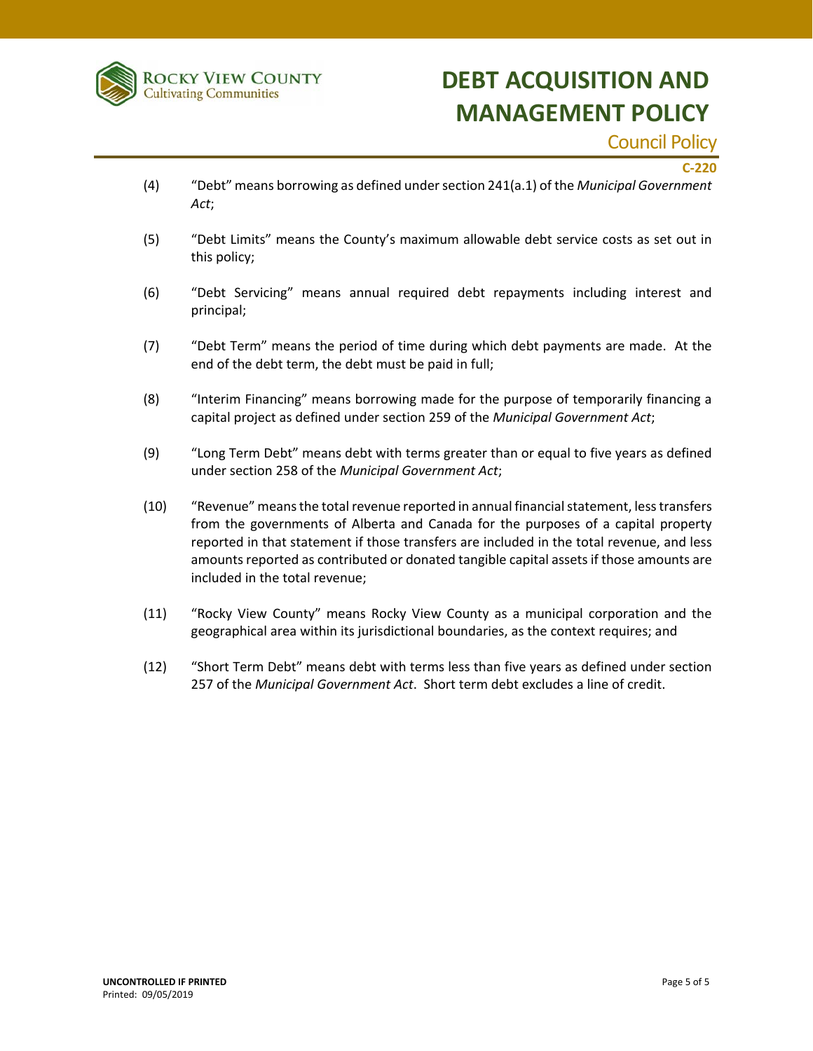(4) "Debt" means borrowing as defined under section 241(a.1) of the *Municipal Government Act*;

(5) "Debt Limits" means the County's maximum allowable debt service costs as set out in this policy;

(6) "Debt Servicing" means annual required debt repayments including interest and principal;

(7) "Debt Term" means the period of time during which debt payments are made. At the end of the debt term, the debt must be paid in full;

(8) "Interim Financing" means borrowing made for the purpose of temporarily financing a capital project as defined under section 259 of the *Municipal Government Act*;

(9) "Long Term Debt" means debt with terms greater than or equal to five years as defined under section 258 of the *Municipal Government Act*;

(10) "Revenue" means the total revenue reported in annual financial statement, less transfers from the governments of Alberta and Canada for the purposes of a capital property reported in that statement if those transfers are included in the total revenue, and less amounts reported as contributed or donated tangible capital assets if those amounts are included in the total revenue;

(11) "Rocky View County" means Rocky View County as a municipal corporation and the geographical area within its jurisdictional boundaries, as the context requires; and

(12) "Short Term Debt" means debt with terms less than five years as defined under section 257 of the *Municipal Government Act*. Short term debt excludes a line of credit.